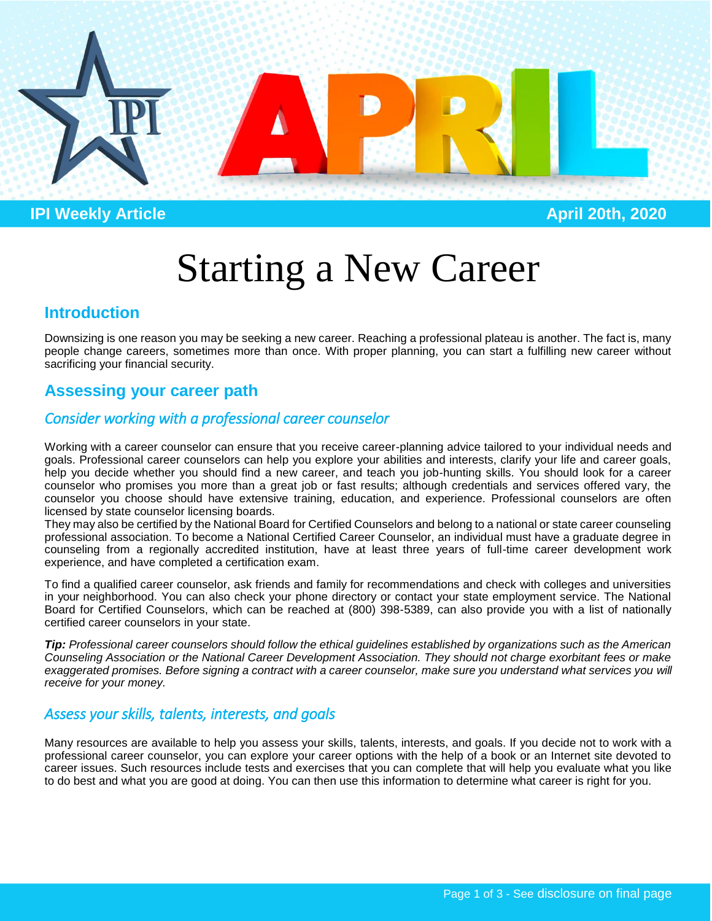IPI Weekly Article — April 20th, 2020

# Starting a New Career

## Introduction

Downsizing is one reason you may be seeking a new career. Reaching a professional plateau is another. The fact is, many people change careers, sometimes more than once. With proper planning, you can start a fulfilling new career without sacrificing your financial security.

## Assessing your career path

### *Consider working with a professional career counselor*

Working with a career counselor can ensure that you receive career-planning advice tailored to your individual needs and goals. Professional career counselors can help you explore your abilities and interests, clarify your life and career goals, help you decide whether you should find a new career, and teach you job-hunting skills. You should look for a career counselor who promises you more than a great job or fast results; although credentials and services offered vary, the counselor you choose should have extensive training, education, and experience. Professional counselors are often licensed by state counselor licensing boards.
They may also be certified by the National Board for Certified Counselors and belong to a national or state career counseling professional association. To become a National Certified Career Counselor, an individual must have a graduate degree in counseling from a regionally accredited institution, have at least three years of full-time career development work experience, and have completed a certification exam.

To find a qualified career counselor, ask friends and family for recommendations and check with colleges and universities in your neighborhood. You can also check your phone directory or contact your state employment service. The National Board for Certified Counselors, which can be reached at (800) 398-5389, can also provide you with a list of nationally certified career counselors in your state.

***Tip:*** *Professional career counselors should follow the ethical guidelines established by organizations such as the American Counseling Association or the National Career Development Association. They should not charge exorbitant fees or make exaggerated promises. Before signing a contract with a career counselor, make sure you understand what services you will receive for your money.*

### *Assess your skills, talents, interests, and goals*

Many resources are available to help you assess your skills, talents, interests, and goals. If you decide not to work with a professional career counselor, you can explore your career options with the help of a book or an Internet site devoted to career issues. Such resources include tests and exercises that you can complete that will help you evaluate what you like to do best and what you are good at doing. You can then use this information to determine what career is right for you.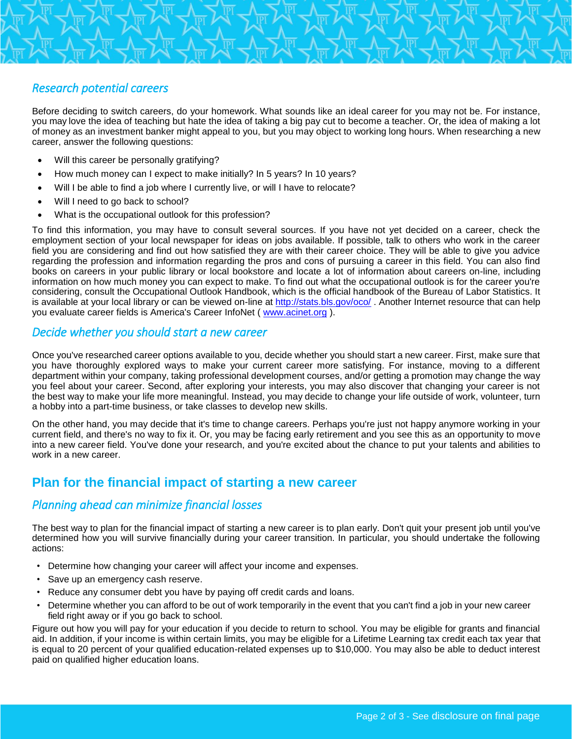### *Research potential careers*

Before deciding to switch careers, do your homework. What sounds like an ideal career for you may not be. For instance, you may love the idea of teaching but hate the idea of taking a big pay cut to become a teacher. Or, the idea of making a lot of money as an investment banker might appeal to you, but you may object to working long hours. When researching a new career, answer the following questions:

- Will this career be personally gratifying?
- How much money can I expect to make initially? In 5 years? In 10 years?
- Will I be able to find a job where I currently live, or will I have to relocate?
- Will I need to go back to school?
- What is the occupational outlook for this profession?

To find this information, you may have to consult several sources. If you have not yet decided on a career, check the employment section of your local newspaper for ideas on jobs available. If possible, talk to others who work in the career field you are considering and find out how satisfied they are with their career choice. They will be able to give you advice regarding the profession and information regarding the pros and cons of pursuing a career in this field. You can also find books on careers in your public library or local bookstore and locate a lot of information about careers on-line, including information on how much money you can expect to make. To find out what the occupational outlook is for the career you're considering, consult the Occupational Outlook Handbook, which is the official handbook of the Bureau of Labor Statistics. It is available at your local library or can be viewed on-line at http://stats.bls.gov/oco/ . Another Internet resource that can help you evaluate career fields is America's Career InfoNet ( www.acinet.org ).

### *Decide whether you should start a new career*

Once you've researched career options available to you, decide whether you should start a new career. First, make sure that you have thoroughly explored ways to make your current career more satisfying. For instance, moving to a different department within your company, taking professional development courses, and/or getting a promotion may change the way you feel about your career. Second, after exploring your interests, you may also discover that changing your career is not the best way to make your life more meaningful. Instead, you may decide to change your life outside of work, volunteer, turn a hobby into a part-time business, or take classes to develop new skills.

On the other hand, you may decide that it's time to change careers. Perhaps you're just not happy anymore working in your current field, and there's no way to fix it. Or, you may be facing early retirement and you see this as an opportunity to move into a new career field. You've done your research, and you're excited about the chance to put your talents and abilities to work in a new career.

## Plan for the financial impact of starting a new career

### *Planning ahead can minimize financial losses*

The best way to plan for the financial impact of starting a new career is to plan early. Don't quit your present job until you've determined how you will survive financially during your career transition. In particular, you should undertake the following actions:

- Determine how changing your career will affect your income and expenses.
- Save up an emergency cash reserve.
- Reduce any consumer debt you have by paying off credit cards and loans.
- Determine whether you can afford to be out of work temporarily in the event that you can't find a job in your new career field right away or if you go back to school.

Figure out how you will pay for your education if you decide to return to school. You may be eligible for grants and financial aid. In addition, if your income is within certain limits, you may be eligible for a Lifetime Learning tax credit each tax year that is equal to 20 percent of your qualified education-related expenses up to $10,000. You may also be able to deduct interest paid on qualified higher education loans.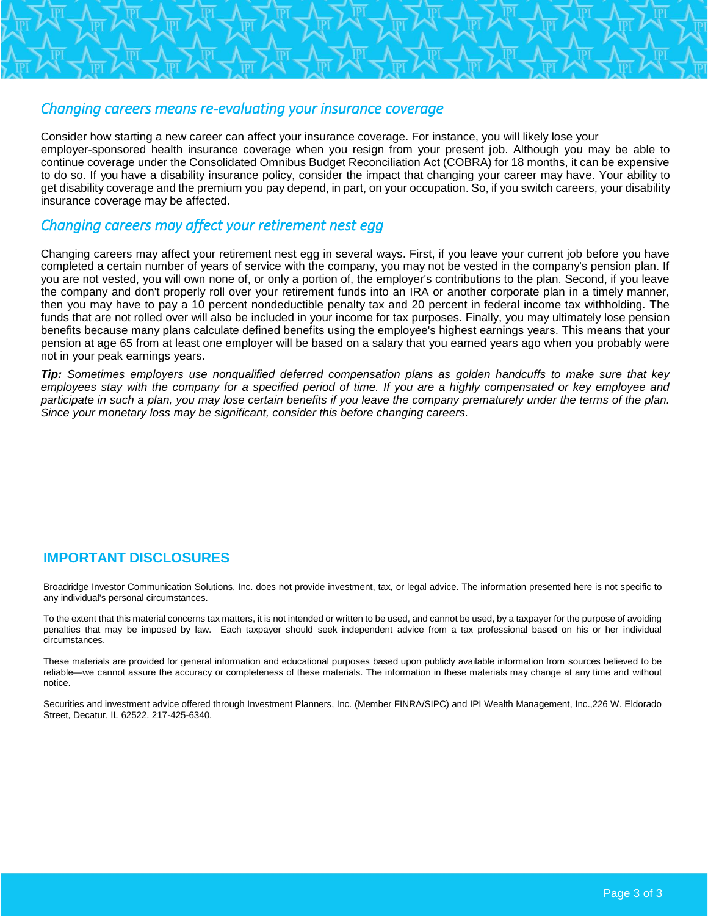## *Changing careers means re-evaluating your insurance coverage*

Consider how starting a new career can affect your insurance coverage. For instance, you will likely lose your employer-sponsored health insurance coverage when you resign from your present job. Although you may be able to continue coverage under the Consolidated Omnibus Budget Reconciliation Act (COBRA) for 18 months, it can be expensive to do so. If you have a disability insurance policy, consider the impact that changing your career may have. Your ability to get disability coverage and the premium you pay depend, in part, on your occupation. So, if you switch careers, your disability insurance coverage may be affected.

## *Changing careers may affect your retirement nest egg*

Changing careers may affect your retirement nest egg in several ways. First, if you leave your current job before you have completed a certain number of years of service with the company, you may not be vested in the company's pension plan. If you are not vested, you will own none of, or only a portion of, the employer's contributions to the plan. Second, if you leave the company and don't properly roll over your retirement funds into an IRA or another corporate plan in a timely manner, then you may have to pay a 10 percent nondeductible penalty tax and 20 percent in federal income tax withholding. The funds that are not rolled over will also be included in your income for tax purposes. Finally, you may ultimately lose pension benefits because many plans calculate defined benefits using the employee's highest earnings years. This means that your pension at age 65 from at least one employer will be based on a salary that you earned years ago when you probably were not in your peak earnings years.

***Tip:*** *Sometimes employers use nonqualified deferred compensation plans as golden handcuffs to make sure that key employees stay with the company for a specified period of time. If you are a highly compensated or key employee and participate in such a plan, you may lose certain benefits if you leave the company prematurely under the terms of the plan. Since your monetary loss may be significant, consider this before changing careers.*

---

## IMPORTANT DISCLOSURES

Broadridge Investor Communication Solutions, Inc. does not provide investment, tax, or legal advice. The information presented here is not specific to any individual's personal circumstances.

To the extent that this material concerns tax matters, it is not intended or written to be used, and cannot be used, by a taxpayer for the purpose of avoiding penalties that may be imposed by law. Each taxpayer should seek independent advice from a tax professional based on his or her individual circumstances.

These materials are provided for general information and educational purposes based upon publicly available information from sources believed to be reliable—we cannot assure the accuracy or completeness of these materials. The information in these materials may change at any time and without notice.

Securities and investment advice offered through Investment Planners, Inc. (Member FINRA/SIPC) and IPI Wealth Management, Inc.,226 W. Eldorado Street, Decatur, IL 62522. 217-425-6340.